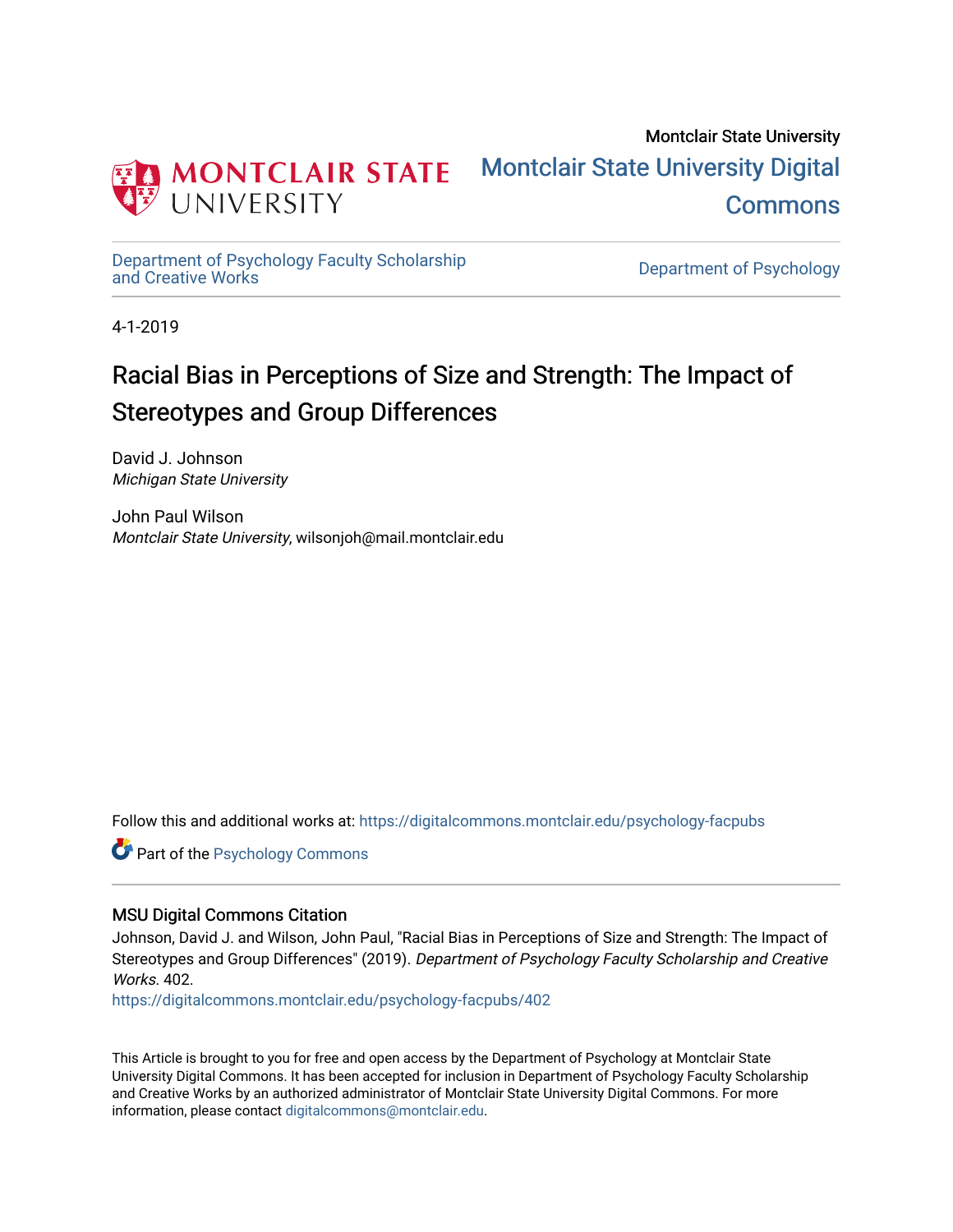Montclair State University

# Montclair State University Digital Commons

Department of Psychology Faculty Scholarship and Creative Works

Department of Psychology

4-1-2019

## Racial Bias in Perceptions of Size and Strength: The Impact of Stereotypes and Group Differences

David J. Johnson
*Michigan State University*

John Paul Wilson
*Montclair State University*, wilsonjoh@mail.montclair.edu

Follow this and additional works at: https://digitalcommons.montclair.edu/psychology-facpubs

Part of the Psychology Commons

### MSU Digital Commons Citation

Johnson, David J. and Wilson, John Paul, "Racial Bias in Perceptions of Size and Strength: The Impact of Stereotypes and Group Differences" (2019). *Department of Psychology Faculty Scholarship and Creative Works*. 402.
https://digitalcommons.montclair.edu/psychology-facpubs/402

This Article is brought to you for free and open access by the Department of Psychology at Montclair State University Digital Commons. It has been accepted for inclusion in Department of Psychology Faculty Scholarship and Creative Works by an authorized administrator of Montclair State University Digital Commons. For more information, please contact digitalcommons@montclair.edu.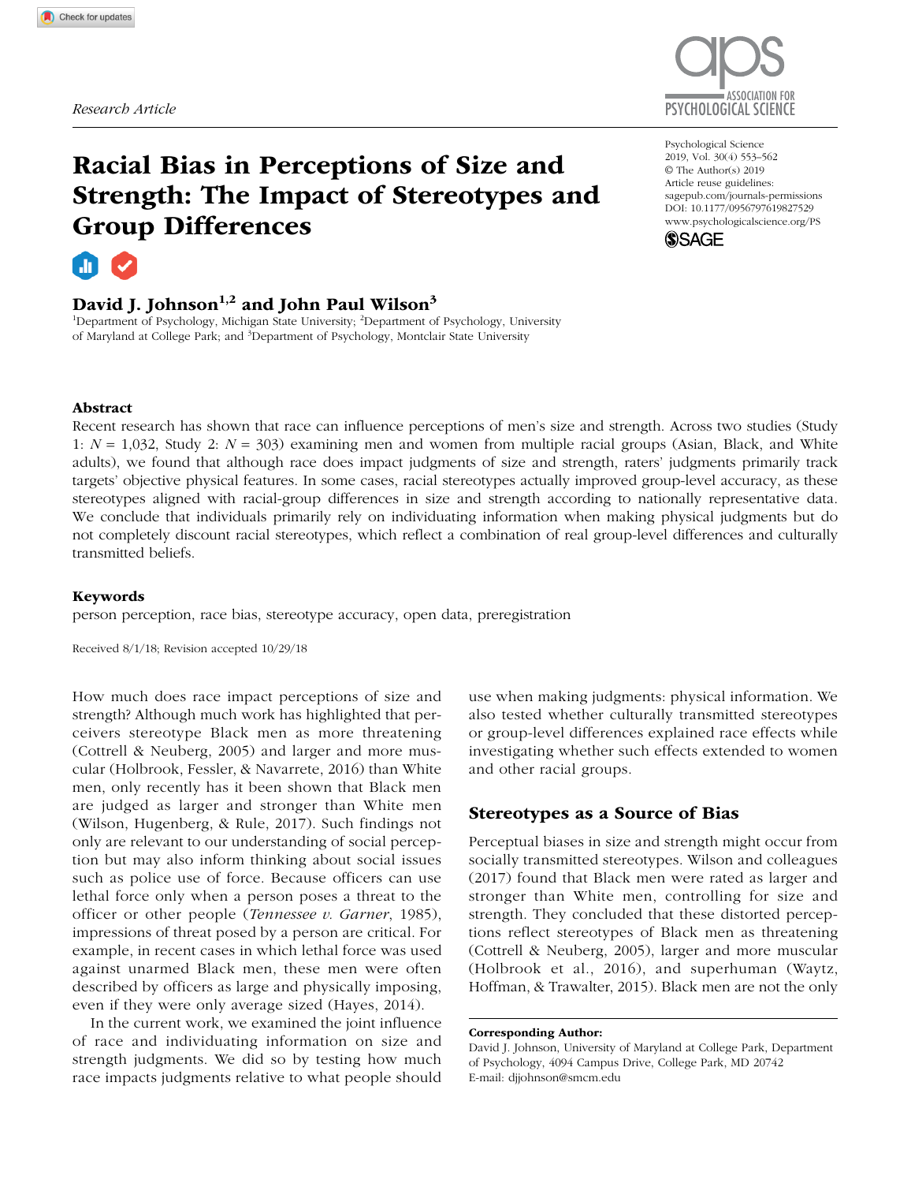Research Article

# Racial Bias in Perceptions of Size and Strength: The Impact of Stereotypes and Group Differences

Psychological Science
2019, Vol. 30(4) 553–562
© The Author(s) 2019
Article reuse guidelines:
sagepub.com/journals-permissions
DOI: 10.1177/0956797619827529
www.psychologicalscience.org/PS

**David J. Johnson[1,2] and John Paul Wilson[3]**

[1]Department of Psychology, Michigan State University; [2]Department of Psychology, University of Maryland at College Park; and [3]Department of Psychology, Montclair State University

## Abstract

Recent research has shown that race can influence perceptions of men's size and strength. Across two studies (Study 1: $N$ = 1,032, Study 2: $N$ = 303) examining men and women from multiple racial groups (Asian, Black, and White adults), we found that although race does impact judgments of size and strength, raters' judgments primarily track targets' objective physical features. In some cases, racial stereotypes actually improved group-level accuracy, as these stereotypes aligned with racial-group differences in size and strength according to nationally representative data. We conclude that individuals primarily rely on individuating information when making physical judgments but do not completely discount racial stereotypes, which reflect a combination of real group-level differences and culturally transmitted beliefs.

### Keywords

person perception, race bias, stereotype accuracy, open data, preregistration

Received 8/1/18; Revision accepted 10/29/18

How much does race impact perceptions of size and strength? Although much work has highlighted that perceivers stereotype Black men as more threatening (Cottrell & Neuberg, 2005) and larger and more muscular (Holbrook, Fessler, & Navarrete, 2016) than White men, only recently has it been shown that Black men are judged as larger and stronger than White men (Wilson, Hugenberg, & Rule, 2017). Such findings not only are relevant to our understanding of social perception but may also inform thinking about social issues such as police use of force. Because officers can use lethal force only when a person poses a threat to the officer or other people (*Tennessee v. Garner*, 1985), impressions of threat posed by a person are critical. For example, in recent cases in which lethal force was used against unarmed Black men, these men were often described by officers as large and physically imposing, even if they were only average sized (Hayes, 2014).

In the current work, we examined the joint influence of race and individuating information on size and strength judgments. We did so by testing how much race impacts judgments relative to what people should use when making judgments: physical information. We also tested whether culturally transmitted stereotypes or group-level differences explained race effects while investigating whether such effects extended to women and other racial groups.

## Stereotypes as a Source of Bias

Perceptual biases in size and strength might occur from socially transmitted stereotypes. Wilson and colleagues (2017) found that Black men were rated as larger and stronger than White men, controlling for size and strength. They concluded that these distorted perceptions reflect stereotypes of Black men as threatening (Cottrell & Neuberg, 2005), larger and more muscular (Holbrook et al., 2016), and superhuman (Waytz, Hoffman, & Trawalter, 2015). Black men are not the only

**Corresponding Author:**
David J. Johnson, University of Maryland at College Park, Department of Psychology, 4094 Campus Drive, College Park, MD 20742
E-mail: djjohnson@smcm.edu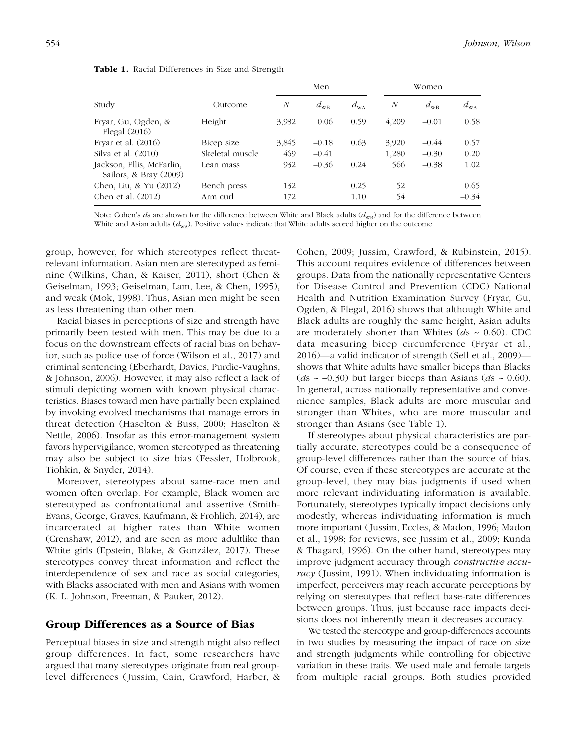**Table 1.** Racial Differences in Size and Strength

| Study | Outcome | Men | | | Women | | |
|---|---|---|---|---|---|---|---|
| | | $N$ | $d_{WB}$ | $d_{WA}$ | $N$ | $d_{WB}$ | $d_{WA}$ |
| Fryar, Gu, Ogden, & Flegal (2016) | Height | 3,982 | 0.06 | 0.59 | 4,209 | −0.01 | 0.58 |
| Fryar et al. (2016) | Bicep size | 3,845 | −0.18 | 0.63 | 3,920 | −0.44 | 0.57 |
| Silva et al. (2010) | Skeletal muscle | 469 | −0.41 | | 1,280 | −0.30 | 0.20 |
| Jackson, Ellis, McFarlin, Sailors, & Bray (2009) | Lean mass | 932 | −0.36 | 0.24 | 566 | −0.38 | 1.02 |
| Chen, Liu, & Yu (2012) | Bench press | 132 | | 0.25 | 52 | | 0.65 |
| Chen et al. (2012) | Arm curl | 172 | | 1.10 | 54 | | −0.34 |

Note: Cohen's *d*s are shown for the difference between White and Black adults ($d_{WB}$) and for the difference between White and Asian adults ($d_{WA}$). Positive values indicate that White adults scored higher on the outcome.

group, however, for which stereotypes reflect threat-relevant information. Asian men are stereotyped as feminine (Wilkins, Chan, & Kaiser, 2011), short (Chen & Geiselman, 1993; Geiselman, Lam, Lee, & Chen, 1995), and weak (Mok, 1998). Thus, Asian men might be seen as less threatening than other men.

Racial biases in perceptions of size and strength have primarily been tested with men. This may be due to a focus on the downstream effects of racial bias on behavior, such as police use of force (Wilson et al., 2017) and criminal sentencing (Eberhardt, Davies, Purdie-Vaughns, & Johnson, 2006). However, it may also reflect a lack of stimuli depicting women with known physical characteristics. Biases toward men have partially been explained by invoking evolved mechanisms that manage errors in threat detection (Haselton & Buss, 2000; Haselton & Nettle, 2006). Insofar as this error-management system favors hypervigilance, women stereotyped as threatening may also be subject to size bias (Fessler, Holbrook, Tiohkin, & Snyder, 2014).

Moreover, stereotypes about same-race men and women often overlap. For example, Black women are stereotyped as confrontational and assertive (Smith-Evans, George, Graves, Kaufmann, & Frohlich, 2014), are incarcerated at higher rates than White women (Crenshaw, 2012), and are seen as more adultlike than White girls (Epstein, Blake, & González, 2017). These stereotypes convey threat information and reflect the interdependence of sex and race as social categories, with Blacks associated with men and Asians with women (K. L. Johnson, Freeman, & Pauker, 2012).

## Group Differences as a Source of Bias

Perceptual biases in size and strength might also reflect group differences. In fact, some researchers have argued that many stereotypes originate from real group-level differences (Jussim, Cain, Crawford, Harber, & Cohen, 2009; Jussim, Crawford, & Rubinstein, 2015). This account requires evidence of differences between groups. Data from the nationally representative Centers for Disease Control and Prevention (CDC) National Health and Nutrition Examination Survey (Fryar, Gu, Ogden, & Flegal, 2016) shows that although White and Black adults are roughly the same height, Asian adults are moderately shorter than Whites (*d*s ~ 0.60). CDC data measuring bicep circumference (Fryar et al., 2016)—a valid indicator of strength (Sell et al., 2009)—shows that White adults have smaller biceps than Blacks (*d*s ~ −0.30) but larger biceps than Asians (*d*s ~ 0.60). In general, across nationally representative and convenience samples, Black adults are more muscular and stronger than Whites, who are more muscular and stronger than Asians (see Table 1).

If stereotypes about physical characteristics are partially accurate, stereotypes could be a consequence of group-level differences rather than the source of bias. Of course, even if these stereotypes are accurate at the group-level, they may bias judgments if used when more relevant individuating information is available. Fortunately, stereotypes typically impact decisions only modestly, whereas individuating information is much more important (Jussim, Eccles, & Madon, 1996; Madon et al., 1998; for reviews, see Jussim et al., 2009; Kunda & Thagard, 1996). On the other hand, stereotypes may improve judgment accuracy through *constructive accuracy* (Jussim, 1991). When individuating information is imperfect, perceivers may reach accurate perceptions by relying on stereotypes that reflect base-rate differences between groups. Thus, just because race impacts decisions does not inherently mean it decreases accuracy.

We tested the stereotype and group-differences accounts in two studies by measuring the impact of race on size and strength judgments while controlling for objective variation in these traits. We used male and female targets from multiple racial groups. Both studies provided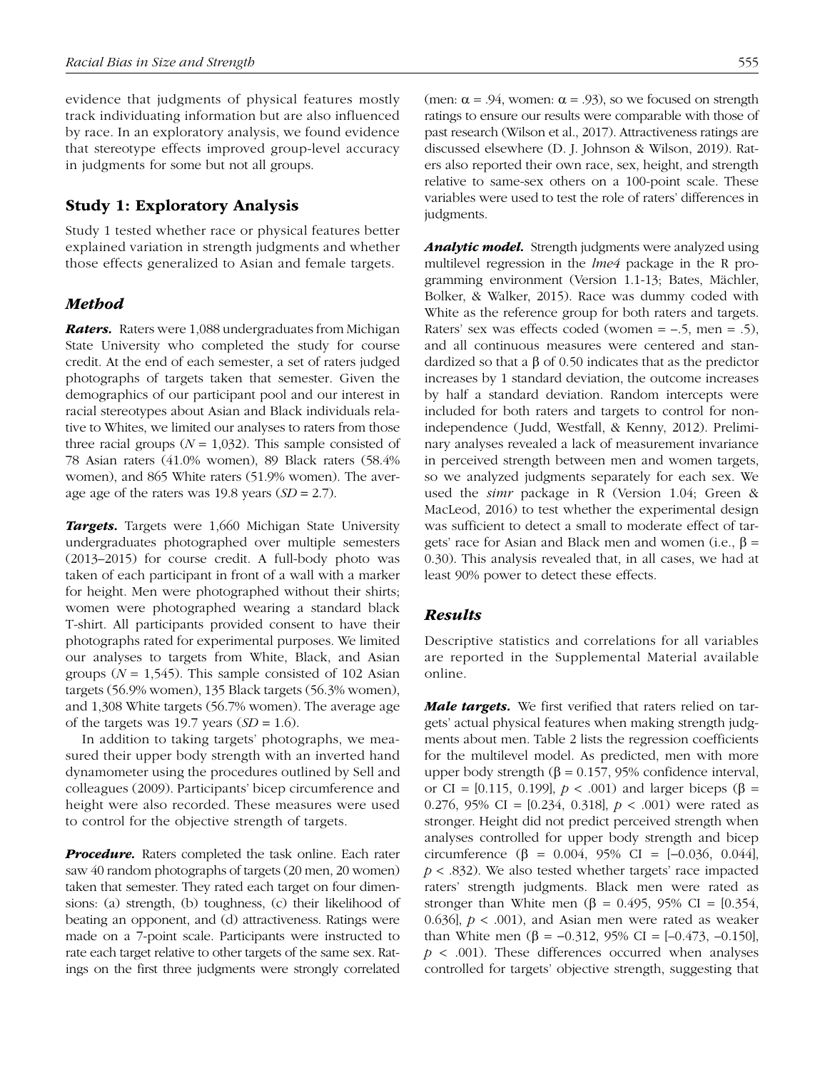evidence that judgments of physical features mostly track individuating information but are also influenced by race. In an exploratory analysis, we found evidence that stereotype effects improved group-level accuracy in judgments for some but not all groups.

## Study 1: Exploratory Analysis

Study 1 tested whether race or physical features better explained variation in strength judgments and whether those effects generalized to Asian and female targets.

### Method

***Raters.*** Raters were 1,088 undergraduates from Michigan State University who completed the study for course credit. At the end of each semester, a set of raters judged photographs of targets taken that semester. Given the demographics of our participant pool and our interest in racial stereotypes about Asian and Black individuals relative to Whites, we limited our analyses to raters from those three racial groups ($N$ = 1,032). This sample consisted of 78 Asian raters (41.0% women), 89 Black raters (58.4% women), and 865 White raters (51.9% women). The average age of the raters was 19.8 years ($SD$ = 2.7).

***Targets.*** Targets were 1,660 Michigan State University undergraduates photographed over multiple semesters (2013–2015) for course credit. A full-body photo was taken of each participant in front of a wall with a marker for height. Men were photographed without their shirts; women were photographed wearing a standard black T-shirt. All participants provided consent to have their photographs rated for experimental purposes. We limited our analyses to targets from White, Black, and Asian groups ($N$ = 1,545). This sample consisted of 102 Asian targets (56.9% women), 135 Black targets (56.3% women), and 1,308 White targets (56.7% women). The average age of the targets was 19.7 years ($SD$ = 1.6).

In addition to taking targets' photographs, we measured their upper body strength with an inverted hand dynamometer using the procedures outlined by Sell and colleagues (2009). Participants' bicep circumference and height were also recorded. These measures were used to control for the objective strength of targets.

***Procedure.*** Raters completed the task online. Each rater saw 40 random photographs of targets (20 men, 20 women) taken that semester. They rated each target on four dimensions: (a) strength, (b) toughness, (c) their likelihood of beating an opponent, and (d) attractiveness. Ratings were made on a 7-point scale. Participants were instructed to rate each target relative to other targets of the same sex. Ratings on the first three judgments were strongly correlated (men: $\alpha$ = .94, women: $\alpha$ = .93), so we focused on strength ratings to ensure our results were comparable with those of past research (Wilson et al., 2017). Attractiveness ratings are discussed elsewhere (D. J. Johnson & Wilson, 2019). Raters also reported their own race, sex, height, and strength relative to same-sex others on a 100-point scale. These variables were used to test the role of raters' differences in judgments.

***Analytic model.*** Strength judgments were analyzed using multilevel regression in the *lme4* package in the R programming environment (Version 1.1-13; Bates, Mächler, Bolker, & Walker, 2015). Race was dummy coded with White as the reference group for both raters and targets. Raters' sex was effects coded (women = –.5, men = .5), and all continuous measures were centered and standardized so that a $\beta$ of 0.50 indicates that as the predictor increases by 1 standard deviation, the outcome increases by half a standard deviation. Random intercepts were included for both raters and targets to control for nonindependence (Judd, Westfall, & Kenny, 2012). Preliminary analyses revealed a lack of measurement invariance in perceived strength between men and women targets, so we analyzed judgments separately for each sex. We used the *simr* package in R (Version 1.04; Green & MacLeod, 2016) to test whether the experimental design was sufficient to detect a small to moderate effect of targets' race for Asian and Black men and women (i.e., $\beta$ = 0.30). This analysis revealed that, in all cases, we had at least 90% power to detect these effects.

### Results

Descriptive statistics and correlations for all variables are reported in the Supplemental Material available online.

***Male targets.*** We first verified that raters relied on targets' actual physical features when making strength judgments about men. Table 2 lists the regression coefficients for the multilevel model. As predicted, men with more upper body strength ($\beta$ = 0.157, 95% confidence interval, or CI = [0.115, 0.199], $p$ < .001) and larger biceps ($\beta$ = 0.276, 95% CI = [0.234, 0.318], $p$ < .001) were rated as stronger. Height did not predict perceived strength when analyses controlled for upper body strength and bicep circumference ($\beta$ = 0.004, 95% CI = [–0.036, 0.044], $p$ < .832). We also tested whether targets' race impacted raters' strength judgments. Black men were rated as stronger than White men ($\beta$ = 0.495, 95% CI = [0.354, 0.636], $p$ < .001), and Asian men were rated as weaker than White men ($\beta$ = –0.312, 95% CI = [–0.473, –0.150], $p$ < .001). These differences occurred when analyses controlled for targets' objective strength, suggesting that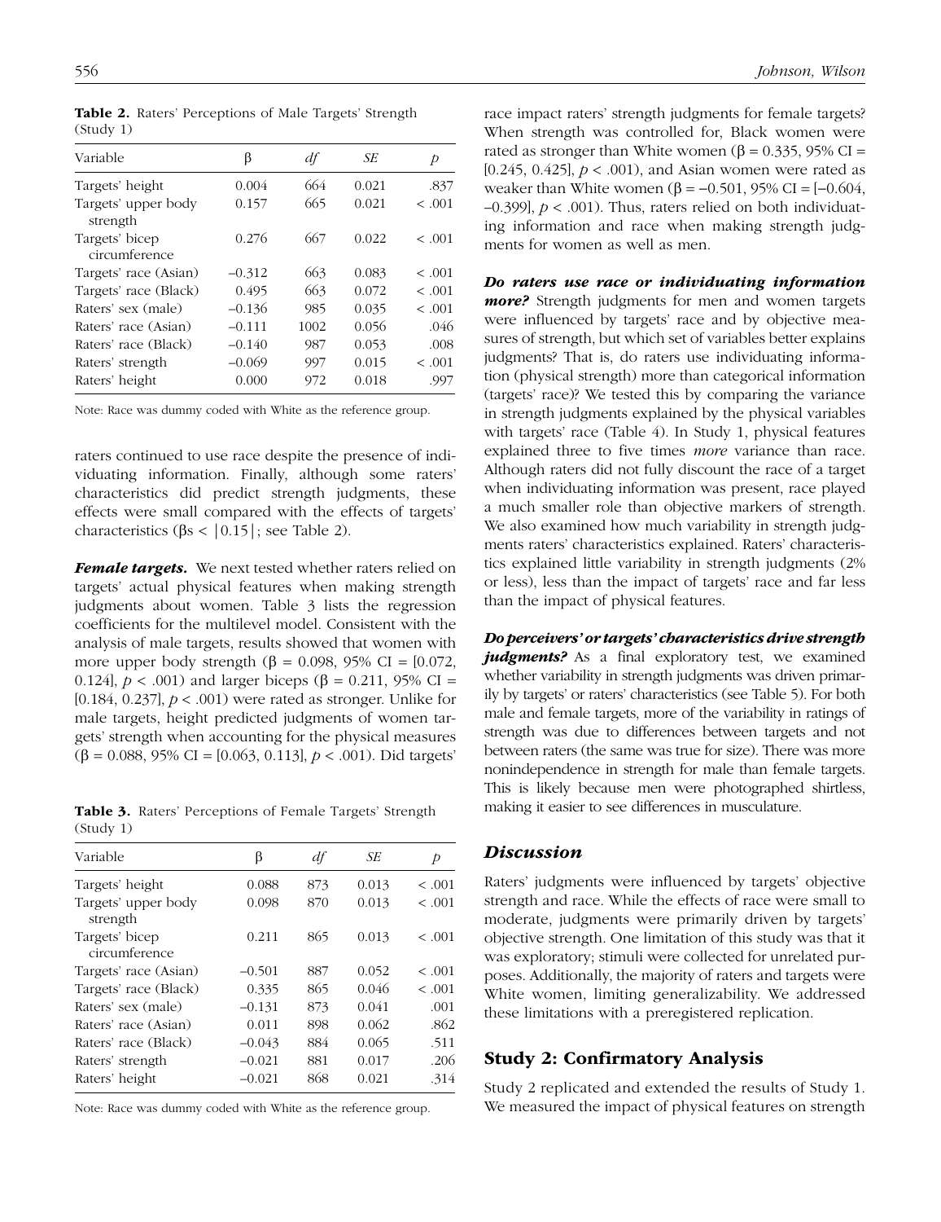**Table 2.** Raters' Perceptions of Male Targets' Strength (Study 1)

| Variable | β | *df* | *SE* | *p* |
|---|---|---|---|---|
| Targets' height | 0.004 | 664 | 0.021 | .837 |
| Targets' upper body strength | 0.157 | 665 | 0.021 | < .001 |
| Targets' bicep circumference | 0.276 | 667 | 0.022 | < .001 |
| Targets' race (Asian) | −0.312 | 663 | 0.083 | < .001 |
| Targets' race (Black) | 0.495 | 663 | 0.072 | < .001 |
| Raters' sex (male) | −0.136 | 985 | 0.035 | < .001 |
| Raters' race (Asian) | −0.111 | 1002 | 0.056 | .046 |
| Raters' race (Black) | −0.140 | 987 | 0.053 | .008 |
| Raters' strength | −0.069 | 997 | 0.015 | < .001 |
| Raters' height | 0.000 | 972 | 0.018 | .997 |

Note: Race was dummy coded with White as the reference group.

raters continued to use race despite the presence of individuating information. Finally, although some raters' characteristics did predict strength judgments, these effects were small compared with the effects of targets' characteristics (βs < |0.15|; see Table 2).

***Female targets.*** We next tested whether raters relied on targets' actual physical features when making strength judgments about women. Table 3 lists the regression coefficients for the multilevel model. Consistent with the analysis of male targets, results showed that women with more upper body strength (β = 0.098, 95% CI = [0.072, 0.124], $p < .001$) and larger biceps (β = 0.211, 95% CI = [0.184, 0.237], $p < .001$) were rated as stronger. Unlike for male targets, height predicted judgments of women targets' strength when accounting for the physical measures (β = 0.088, 95% CI = [0.063, 0.113], $p < .001$). Did targets' race impact raters' strength judgments for female targets? When strength was controlled for, Black women were rated as stronger than White women (β = 0.335, 95% CI = [0.245, 0.425], $p < .001$), and Asian women were rated as weaker than White women (β = −0.501, 95% CI = [−0.604, −0.399], $p < .001$). Thus, raters relied on both individuating information and race when making strength judgments for women as well as men.

**Table 3.** Raters' Perceptions of Female Targets' Strength (Study 1)

| Variable | β | *df* | *SE* | *p* |
|---|---|---|---|---|
| Targets' height | 0.088 | 873 | 0.013 | < .001 |
| Targets' upper body strength | 0.098 | 870 | 0.013 | < .001 |
| Targets' bicep circumference | 0.211 | 865 | 0.013 | < .001 |
| Targets' race (Asian) | −0.501 | 887 | 0.052 | < .001 |
| Targets' race (Black) | 0.335 | 865 | 0.046 | < .001 |
| Raters' sex (male) | −0.131 | 873 | 0.041 | .001 |
| Raters' race (Asian) | 0.011 | 898 | 0.062 | .862 |
| Raters' race (Black) | −0.043 | 884 | 0.065 | .511 |
| Raters' strength | −0.021 | 881 | 0.017 | .206 |
| Raters' height | −0.021 | 868 | 0.021 | .314 |

Note: Race was dummy coded with White as the reference group.

***Do raters use race or individuating information more?*** Strength judgments for men and women targets were influenced by targets' race and by objective measures of strength, but which set of variables better explains judgments? That is, do raters use individuating information (physical strength) more than categorical information (targets' race)? We tested this by comparing the variance in strength judgments explained by the physical variables with targets' race (Table 4). In Study 1, physical features explained three to five times *more* variance than race. Although raters did not fully discount the race of a target when individuating information was present, race played a much smaller role than objective markers of strength. We also examined how much variability in strength judgments raters' characteristics explained. Raters' characteristics explained little variability in strength judgments (2% or less), less than the impact of targets' race and far less than the impact of physical features.

***Do perceivers' or targets' characteristics drive strength judgments?*** As a final exploratory test, we examined whether variability in strength judgments was driven primarily by targets' or raters' characteristics (see Table 5). For both male and female targets, more of the variability in ratings of strength was due to differences between targets and not between raters (the same was true for size). There was more nonindependence in strength for male than female targets. This is likely because men were photographed shirtless, making it easier to see differences in musculature.

### *Discussion*

Raters' judgments were influenced by targets' objective strength and race. While the effects of race were small to moderate, judgments were primarily driven by targets' objective strength. One limitation of this study was that it was exploratory; stimuli were collected for unrelated purposes. Additionally, the majority of raters and targets were White women, limiting generalizability. We addressed these limitations with a preregistered replication.

## Study 2: Confirmatory Analysis

Study 2 replicated and extended the results of Study 1. We measured the impact of physical features on strength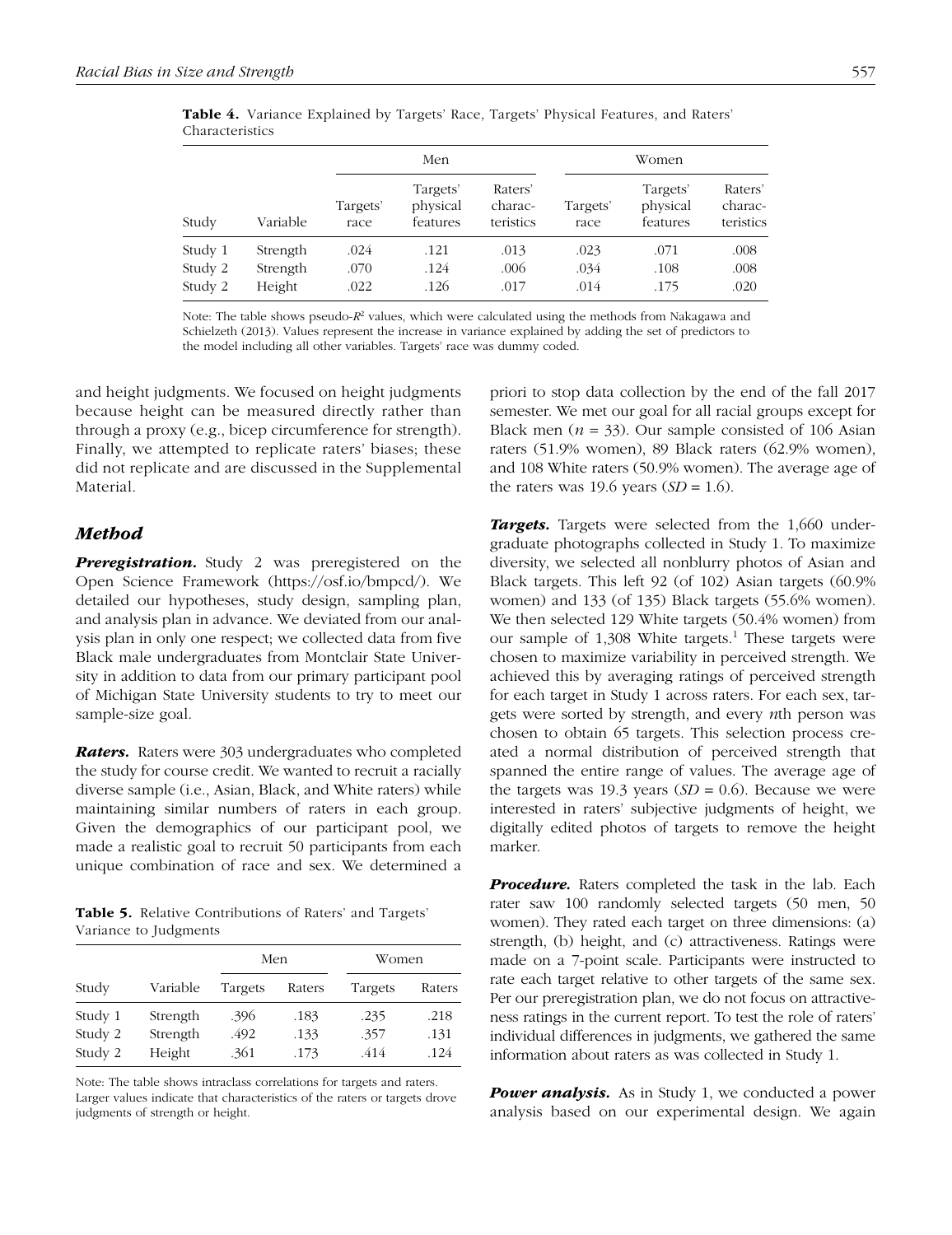**Table 4.** Variance Explained by Targets' Race, Targets' Physical Features, and Raters' Characteristics

| | | Men | | | Women | | |
|---|---|---|---|---|---|---|---|
| Study | Variable | Targets' race | Targets' physical features | Raters' characteristics | Targets' race | Targets' physical features | Raters' characteristics |
| Study 1 | Strength | .024 | .121 | .013 | .023 | .071 | .008 |
| Study 2 | Strength | .070 | .124 | .006 | .034 | .108 | .008 |
| Study 2 | Height | .022 | .126 | .017 | .014 | .175 | .020 |

Note: The table shows pseudo-$R^2$ values, which were calculated using the methods from Nakagawa and Schielzeth (2013). Values represent the increase in variance explained by adding the set of predictors to the model including all other variables. Targets' race was dummy coded.

**Table 5.** Relative Contributions of Raters' and Targets' Variance to Judgments

| | | Men | | Women | |
|---|---|---|---|---|---|
| Study | Variable | Targets | Raters | Targets | Raters |
| Study 1 | Strength | .396 | .183 | .235 | .218 |
| Study 2 | Strength | .492 | .133 | .357 | .131 |
| Study 2 | Height | .361 | .173 | .414 | .124 |

Note: The table shows intraclass correlations for targets and raters. Larger values indicate that characteristics of the raters or targets drove judgments of strength or height.

and height judgments. We focused on height judgments because height can be measured directly rather than through a proxy (e.g., bicep circumference for strength). Finally, we attempted to replicate raters' biases; these did not replicate and are discussed in the Supplemental Material.

## *Method*

***Preregistration.*** Study 2 was preregistered on the Open Science Framework (https://osf.io/bmpcd/). We detailed our hypotheses, study design, sampling plan, and analysis plan in advance. We deviated from our analysis plan in only one respect; we collected data from five Black male undergraduates from Montclair State University in addition to data from our primary participant pool of Michigan State University students to try to meet our sample-size goal.

***Raters.*** Raters were 303 undergraduates who completed the study for course credit. We wanted to recruit a racially diverse sample (i.e., Asian, Black, and White raters) while maintaining similar numbers of raters in each group. Given the demographics of our participant pool, we made a realistic goal to recruit 50 participants from each unique combination of race and sex. We determined a priori to stop data collection by the end of the fall 2017 semester. We met our goal for all racial groups except for Black men ($n$ = 33). Our sample consisted of 106 Asian raters (51.9% women), 89 Black raters (62.9% women), and 108 White raters (50.9% women). The average age of the raters was 19.6 years ($SD$ = 1.6).

***Targets.*** Targets were selected from the 1,660 undergraduate photographs collected in Study 1. To maximize diversity, we selected all nonblurry photos of Asian and Black targets. This left 92 (of 102) Asian targets (60.9% women) and 133 (of 135) Black targets (55.6% women). We then selected 129 White targets (50.4% women) from our sample of 1,308 White targets.[1] These targets were chosen to maximize variability in perceived strength. We achieved this by averaging ratings of perceived strength for each target in Study 1 across raters. For each sex, targets were sorted by strength, and every $n$th person was chosen to obtain 65 targets. This selection process created a normal distribution of perceived strength that spanned the entire range of values. The average age of the targets was 19.3 years ($SD$ = 0.6). Because we were interested in raters' subjective judgments of height, we digitally edited photos of targets to remove the height marker.

***Procedure.*** Raters completed the task in the lab. Each rater saw 100 randomly selected targets (50 men, 50 women). They rated each target on three dimensions: (a) strength, (b) height, and (c) attractiveness. Ratings were made on a 7-point scale. Participants were instructed to rate each target relative to other targets of the same sex. Per our preregistration plan, we do not focus on attractiveness ratings in the current report. To test the role of raters' individual differences in judgments, we gathered the same information about raters as was collected in Study 1.

***Power analysis.*** As in Study 1, we conducted a power analysis based on our experimental design. We again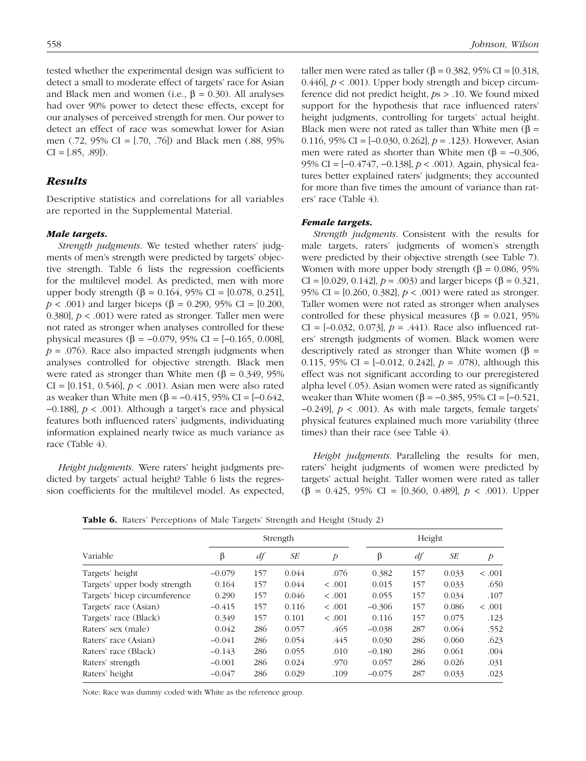tested whether the experimental design was sufficient to detect a small to moderate effect of targets' race for Asian and Black men and women (i.e., $\beta = 0.30$). All analyses had over 90% power to detect these effects, except for our analyses of perceived strength for men. Our power to detect an effect of race was somewhat lower for Asian men (.72, 95% CI = [.70, .76]) and Black men (.88, 95% CI = [.85, .89]).

## Results

Descriptive statistics and correlations for all variables are reported in the Supplemental Material.

### Male targets.

*Strength judgments.* We tested whether raters' judgments of men's strength were predicted by targets' objective strength. Table 6 lists the regression coefficients for the multilevel model. As predicted, men with more upper body strength ($\beta = 0.164$, 95% CI = [0.078, 0.251], $p < .001$) and larger biceps ($\beta = 0.290$, 95% CI = [0.200, 0.380], $p < .001$) were rated as stronger. Taller men were not rated as stronger when analyses controlled for these physical measures ($\beta = -0.079$, 95% CI = [−0.165, 0.008], $p = .076$). Race also impacted strength judgments when analyses controlled for objective strength. Black men were rated as stronger than White men ($\beta = 0.349$, 95% CI = [0.151, 0.546], $p < .001$). Asian men were also rated as weaker than White men ($\beta = -0.415$, 95% CI = [−0.642, −0.188], $p < .001$). Although a target's race and physical features both influenced raters' judgments, individuating information explained nearly twice as much variance as race (Table 4).

*Height judgments.* Were raters' height judgments predicted by targets' actual height? Table 6 lists the regression coefficients for the multilevel model. As expected, taller men were rated as taller ($\beta = 0.382$, 95% CI = [0.318, 0.446], $p < .001$). Upper body strength and bicep circumference did not predict height, $p$s > .10. We found mixed support for the hypothesis that race influenced raters' height judgments, controlling for targets' actual height. Black men were not rated as taller than White men ($\beta = 0.116$, 95% CI = [−0.030, 0.262], $p = .123$). However, Asian men were rated as shorter than White men ($\beta = -0.306$, 95% CI = [−0.4747, −0.138], $p < .001$). Again, physical features better explained raters' judgments; they accounted for more than five times the amount of variance than raters' race (Table 4).

### Female targets.

*Strength judgments.* Consistent with the results for male targets, raters' judgments of women's strength were predicted by their objective strength (see Table 7). Women with more upper body strength ($\beta = 0.086$, 95% CI = [0.029, 0.142], $p = .003$) and larger biceps ($\beta = 0.321$, 95% CI = [0.260, 0.382], $p < .001$) were rated as stronger. Taller women were not rated as stronger when analyses controlled for these physical measures ($\beta = 0.021$, 95% CI = [−0.032, 0.073], $p = .441$). Race also influenced raters' strength judgments of women. Black women were descriptively rated as stronger than White women ($\beta = 0.115$, 95% CI = [−0.012, 0.242], $p = .078$), although this effect was not significant according to our preregistered alpha level (.05). Asian women were rated as significantly weaker than White women ($\beta = -0.385$, 95% CI = [−0.521, −0.249], $p < .001$). As with male targets, female targets' physical features explained much more variability (three times) than their race (see Table 4).

*Height judgments.* Paralleling the results for men, raters' height judgments of women were predicted by targets' actual height. Taller women were rated as taller ($\beta = 0.425$, 95% CI = [0.360, 0.489], $p < .001$). Upper

**Table 6.** Raters' Perceptions of Male Targets' Strength and Height (Study 2)

| | Strength | | | | Height | | | |
|---|---|---|---|---|---|---|---|---|
| Variable | β | *df* | *SE* | *p* | β | *df* | *SE* | *p* |
| Targets' height | −0.079 | 157 | 0.044 | .076 | 0.382 | 157 | 0.033 | < .001 |
| Targets' upper body strength | 0.164 | 157 | 0.044 | < .001 | 0.015 | 157 | 0.033 | .650 |
| Targets' bicep circumference | 0.290 | 157 | 0.046 | < .001 | 0.055 | 157 | 0.034 | .107 |
| Targets' race (Asian) | −0.415 | 157 | 0.116 | < .001 | −0.306 | 157 | 0.086 | < .001 |
| Targets' race (Black) | 0.349 | 157 | 0.101 | < .001 | 0.116 | 157 | 0.075 | .123 |
| Raters' sex (male) | 0.042 | 286 | 0.057 | .465 | −0.038 | 287 | 0.064 | .552 |
| Raters' race (Asian) | −0.041 | 286 | 0.054 | .445 | 0.030 | 286 | 0.060 | .623 |
| Raters' race (Black) | −0.143 | 286 | 0.055 | .010 | −0.180 | 286 | 0.061 | .004 |
| Raters' strength | −0.001 | 286 | 0.024 | .970 | 0.057 | 286 | 0.026 | .031 |
| Raters' height | −0.047 | 286 | 0.029 | .109 | −0.075 | 287 | 0.033 | .023 |

Note: Race was dummy coded with White as the reference group.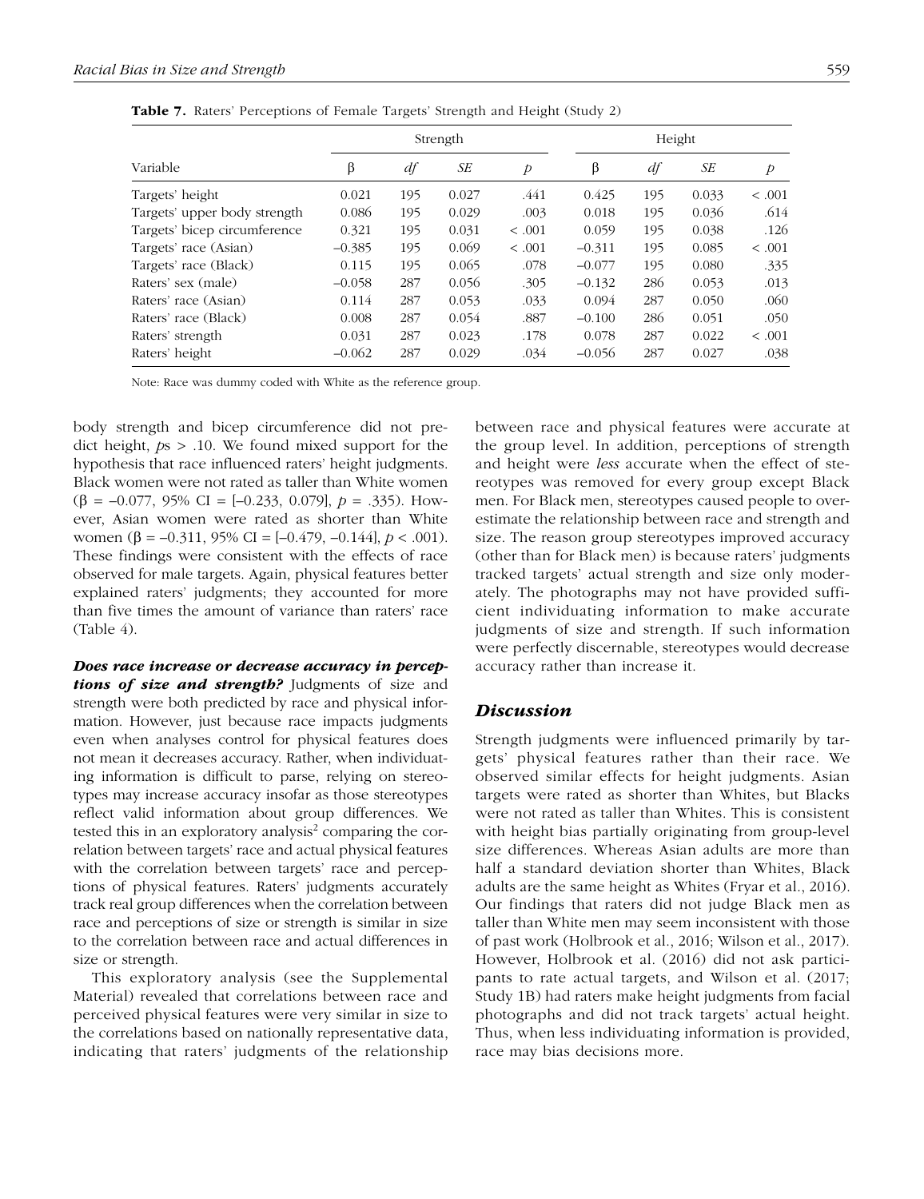**Table 7.** Raters' Perceptions of Female Targets' Strength and Height (Study 2)

| Variable | Strength | | | | Height | | | |
|---|---|---|---|---|---|---|---|---|
| | β | *df* | *SE* | *p* | β | *df* | *SE* | *p* |
| Targets' height | 0.021 | 195 | 0.027 | .441 | 0.425 | 195 | 0.033 | < .001 |
| Targets' upper body strength | 0.086 | 195 | 0.029 | .003 | 0.018 | 195 | 0.036 | .614 |
| Targets' bicep circumference | 0.321 | 195 | 0.031 | < .001 | 0.059 | 195 | 0.038 | .126 |
| Targets' race (Asian) | –0.385 | 195 | 0.069 | < .001 | –0.311 | 195 | 0.085 | < .001 |
| Targets' race (Black) | 0.115 | 195 | 0.065 | .078 | –0.077 | 195 | 0.080 | .335 |
| Raters' sex (male) | –0.058 | 287 | 0.056 | .305 | –0.132 | 286 | 0.053 | .013 |
| Raters' race (Asian) | 0.114 | 287 | 0.053 | .033 | 0.094 | 287 | 0.050 | .060 |
| Raters' race (Black) | 0.008 | 287 | 0.054 | .887 | –0.100 | 286 | 0.051 | .050 |
| Raters' strength | 0.031 | 287 | 0.023 | .178 | 0.078 | 287 | 0.022 | < .001 |
| Raters' height | –0.062 | 287 | 0.029 | .034 | –0.056 | 287 | 0.027 | .038 |

Note: Race was dummy coded with White as the reference group.

body strength and bicep circumference did not predict height, *p*s > .10. We found mixed support for the hypothesis that race influenced raters' height judgments. Black women were not rated as taller than White women (β = –0.077, 95% CI = [–0.233, 0.079], *p* = .335). However, Asian women were rated as shorter than White women (β = –0.311, 95% CI = [–0.479, –0.144], *p* < .001). These findings were consistent with the effects of race observed for male targets. Again, physical features better explained raters' judgments; they accounted for more than five times the amount of variance than raters' race (Table 4).

***Does race increase or decrease accuracy in perceptions of size and strength?*** Judgments of size and strength were both predicted by race and physical information. However, just because race impacts judgments even when analyses control for physical features does not mean it decreases accuracy. Rather, when individuating information is difficult to parse, relying on stereotypes may increase accuracy insofar as those stereotypes reflect valid information about group differences. We tested this in an exploratory analysis[2] comparing the correlation between targets' race and actual physical features with the correlation between targets' race and perceptions of physical features. Raters' judgments accurately track real group differences when the correlation between race and perceptions of size or strength is similar in size to the correlation between race and actual differences in size or strength.

This exploratory analysis (see the Supplemental Material) revealed that correlations between race and perceived physical features were very similar in size to the correlations based on nationally representative data, indicating that raters' judgments of the relationship between race and physical features were accurate at the group level. In addition, perceptions of strength and height were *less* accurate when the effect of stereotypes was removed for every group except Black men. For Black men, stereotypes caused people to overestimate the relationship between race and strength and size. The reason group stereotypes improved accuracy (other than for Black men) is because raters' judgments tracked targets' actual strength and size only moderately. The photographs may not have provided sufficient individuating information to make accurate judgments of size and strength. If such information were perfectly discernable, stereotypes would decrease accuracy rather than increase it.

## Discussion

Strength judgments were influenced primarily by targets' physical features rather than their race. We observed similar effects for height judgments. Asian targets were rated as shorter than Whites, but Blacks were not rated as taller than Whites. This is consistent with height bias partially originating from group-level size differences. Whereas Asian adults are more than half a standard deviation shorter than Whites, Black adults are the same height as Whites (Fryar et al., 2016). Our findings that raters did not judge Black men as taller than White men may seem inconsistent with those of past work (Holbrook et al., 2016; Wilson et al., 2017). However, Holbrook et al. (2016) did not ask participants to rate actual targets, and Wilson et al. (2017; Study 1B) had raters make height judgments from facial photographs and did not track targets' actual height. Thus, when less individuating information is provided, race may bias decisions more.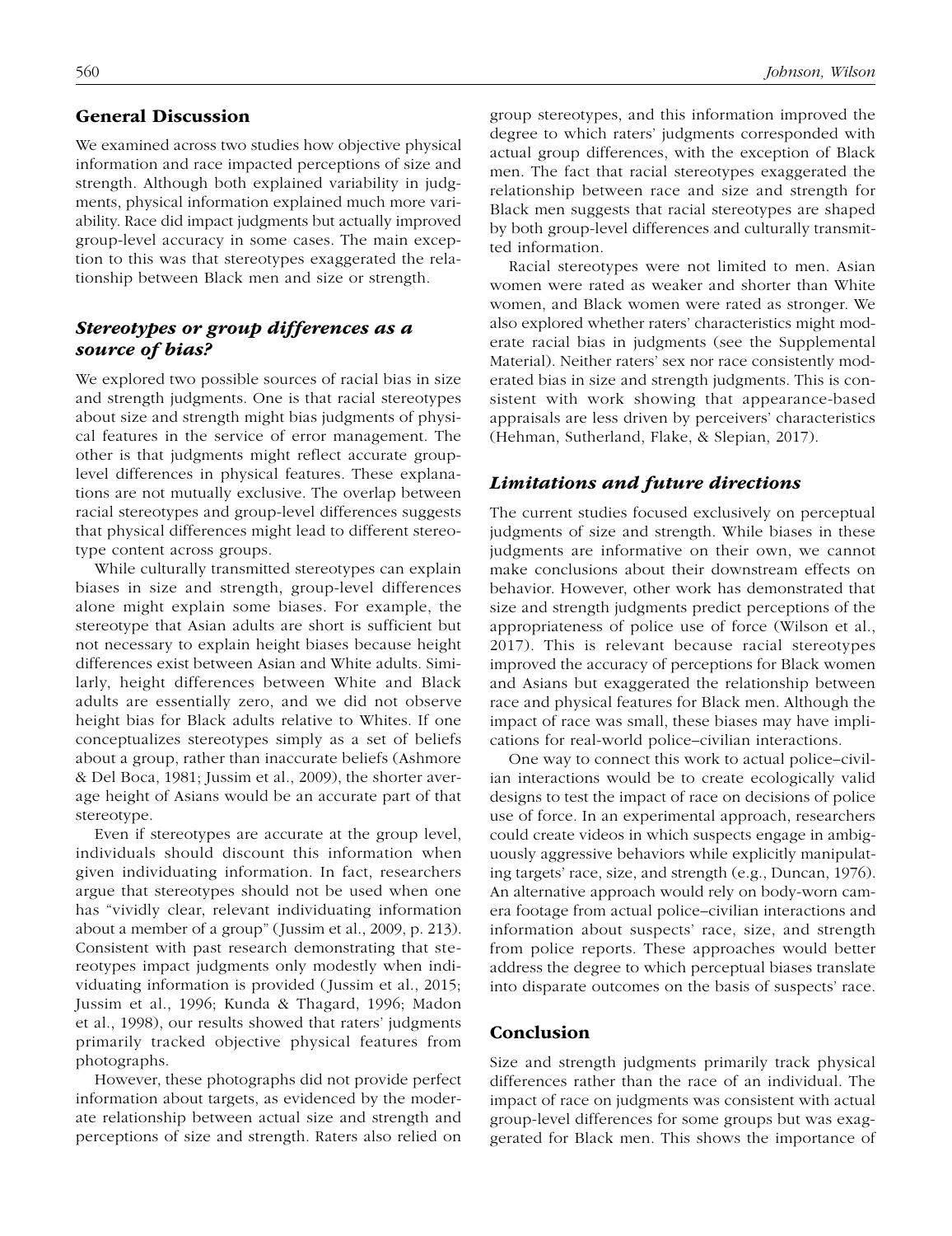## General Discussion

We examined across two studies how objective physical information and race impacted perceptions of size and strength. Although both explained variability in judgments, physical information explained much more variability. Race did impact judgments but actually improved group-level accuracy in some cases. The main exception to this was that stereotypes exaggerated the relationship between Black men and size or strength.

### *Stereotypes or group differences as a source of bias?*

We explored two possible sources of racial bias in size and strength judgments. One is that racial stereotypes about size and strength might bias judgments of physical features in the service of error management. The other is that judgments might reflect accurate group-level differences in physical features. These explanations are not mutually exclusive. The overlap between racial stereotypes and group-level differences suggests that physical differences might lead to different stereotype content across groups.

While culturally transmitted stereotypes can explain biases in size and strength, group-level differences alone might explain some biases. For example, the stereotype that Asian adults are short is sufficient but not necessary to explain height biases because height differences exist between Asian and White adults. Similarly, height differences between White and Black adults are essentially zero, and we did not observe height bias for Black adults relative to Whites. If one conceptualizes stereotypes simply as a set of beliefs about a group, rather than inaccurate beliefs (Ashmore & Del Boca, 1981; Jussim et al., 2009), the shorter average height of Asians would be an accurate part of that stereotype.

Even if stereotypes are accurate at the group level, individuals should discount this information when given individuating information. In fact, researchers argue that stereotypes should not be used when one has "vividly clear, relevant individuating information about a member of a group" (Jussim et al., 2009, p. 213). Consistent with past research demonstrating that stereotypes impact judgments only modestly when individuating information is provided (Jussim et al., 2015; Jussim et al., 1996; Kunda & Thagard, 1996; Madon et al., 1998), our results showed that raters' judgments primarily tracked objective physical features from photographs.

However, these photographs did not provide perfect information about targets, as evidenced by the moderate relationship between actual size and strength and perceptions of size and strength. Raters also relied on group stereotypes, and this information improved the degree to which raters' judgments corresponded with actual group differences, with the exception of Black men. The fact that racial stereotypes exaggerated the relationship between race and size and strength for Black men suggests that racial stereotypes are shaped by both group-level differences and culturally transmitted information.

Racial stereotypes were not limited to men. Asian women were rated as weaker and shorter than White women, and Black women were rated as stronger. We also explored whether raters' characteristics might moderate racial bias in judgments (see the Supplemental Material). Neither raters' sex nor race consistently moderated bias in size and strength judgments. This is consistent with work showing that appearance-based appraisals are less driven by perceivers' characteristics (Hehman, Sutherland, Flake, & Slepian, 2017).

### *Limitations and future directions*

The current studies focused exclusively on perceptual judgments of size and strength. While biases in these judgments are informative on their own, we cannot make conclusions about their downstream effects on behavior. However, other work has demonstrated that size and strength judgments predict perceptions of the appropriateness of police use of force (Wilson et al., 2017). This is relevant because racial stereotypes improved the accuracy of perceptions for Black women and Asians but exaggerated the relationship between race and physical features for Black men. Although the impact of race was small, these biases may have implications for real-world police–civilian interactions.

One way to connect this work to actual police–civilian interactions would be to create ecologically valid designs to test the impact of race on decisions of police use of force. In an experimental approach, researchers could create videos in which suspects engage in ambiguously aggressive behaviors while explicitly manipulating targets' race, size, and strength (e.g., Duncan, 1976). An alternative approach would rely on body-worn camera footage from actual police–civilian interactions and information about suspects' race, size, and strength from police reports. These approaches would better address the degree to which perceptual biases translate into disparate outcomes on the basis of suspects' race.

## Conclusion

Size and strength judgments primarily track physical differences rather than the race of an individual. The impact of race on judgments was consistent with actual group-level differences for some groups but was exaggerated for Black men. This shows the importance of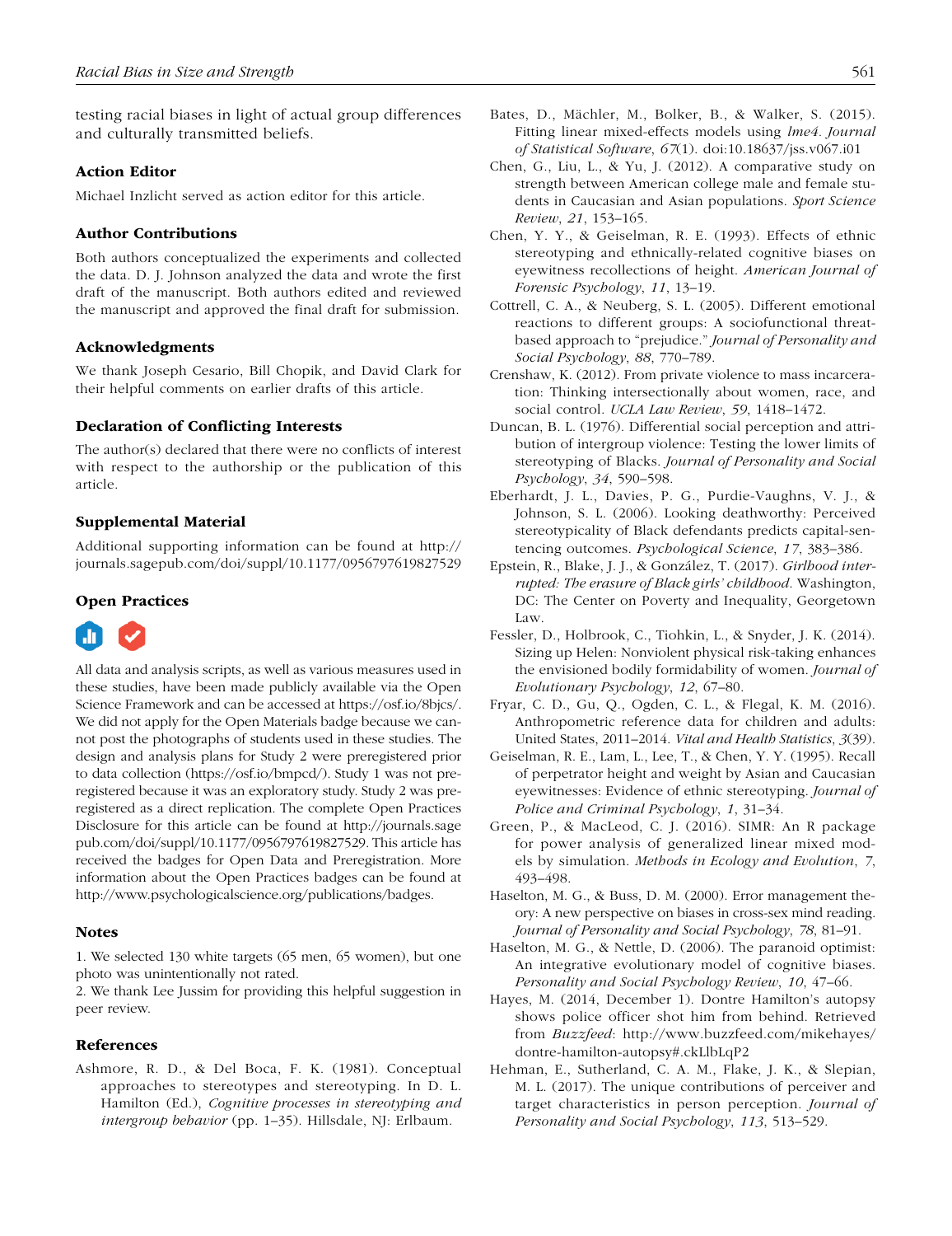testing racial biases in light of actual group differences and culturally transmitted beliefs.

### Action Editor

Michael Inzlicht served as action editor for this article.

### Author Contributions

Both authors conceptualized the experiments and collected the data. D. J. Johnson analyzed the data and wrote the first draft of the manuscript. Both authors edited and reviewed the manuscript and approved the final draft for submission.

### Acknowledgments

We thank Joseph Cesario, Bill Chopik, and David Clark for their helpful comments on earlier drafts of this article.

### Declaration of Conflicting Interests

The author(s) declared that there were no conflicts of interest with respect to the authorship or the publication of this article.

### Supplemental Material

Additional supporting information can be found at http://journals.sagepub.com/doi/suppl/10.1177/0956797619827529

### Open Practices

All data and analysis scripts, as well as various measures used in these studies, have been made publicly available via the Open Science Framework and can be accessed at https://osf.io/8bjcs/. We did not apply for the Open Materials badge because we cannot post the photographs of students used in these studies. The design and analysis plans for Study 2 were preregistered prior to data collection (https://osf.io/bmpcd/). Study 1 was not preregistered because it was an exploratory study. Study 2 was preregistered as a direct replication. The complete Open Practices Disclosure for this article can be found at http://journals.sagepub.com/doi/suppl/10.1177/0956797619827529. This article has received the badges for Open Data and Preregistration. More information about the Open Practices badges can be found at http://www.psychologicalscience.org/publications/badges.

### Notes

1. We selected 130 white targets (65 men, 65 women), but one photo was unintentionally not rated.
2. We thank Lee Jussim for providing this helpful suggestion in peer review.

### References

Ashmore, R. D., & Del Boca, F. K. (1981). Conceptual approaches to stereotypes and stereotyping. In D. L. Hamilton (Ed.), *Cognitive processes in stereotyping and intergroup behavior* (pp. 1–35). Hillsdale, NJ: Erlbaum.

Bates, D., Mächler, M., Bolker, B., & Walker, S. (2015). Fitting linear mixed-effects models using *lme4*. *Journal of Statistical Software*, *67*(1). doi:10.18637/jss.v067.i01

Chen, G., Liu, L., & Yu, J. (2012). A comparative study on strength between American college male and female students in Caucasian and Asian populations. *Sport Science Review*, *21*, 153–165.

Chen, Y. Y., & Geiselman, R. E. (1993). Effects of ethnic stereotyping and ethnically-related cognitive biases on eyewitness recollections of height. *American Journal of Forensic Psychology*, *11*, 13–19.

Cottrell, C. A., & Neuberg, S. L. (2005). Different emotional reactions to different groups: A sociofunctional threat-based approach to "prejudice." *Journal of Personality and Social Psychology*, *88*, 770–789.

Crenshaw, K. (2012). From private violence to mass incarceration: Thinking intersectionally about women, race, and social control. *UCLA Law Review*, *59*, 1418–1472.

Duncan, B. L. (1976). Differential social perception and attribution of intergroup violence: Testing the lower limits of stereotyping of Blacks. *Journal of Personality and Social Psychology*, *34*, 590–598.

Eberhardt, J. L., Davies, P. G., Purdie-Vaughns, V. J., & Johnson, S. L. (2006). Looking deathworthy: Perceived stereotypicality of Black defendants predicts capital-sentencing outcomes. *Psychological Science*, *17*, 383–386.

Epstein, R., Blake, J. J., & González, T. (2017). *Girlhood interrupted: The erasure of Black girls' childhood*. Washington, DC: The Center on Poverty and Inequality, Georgetown Law.

Fessler, D., Holbrook, C., Tiohkin, L., & Snyder, J. K. (2014). Sizing up Helen: Nonviolent physical risk-taking enhances the envisioned bodily formidability of women. *Journal of Evolutionary Psychology*, *12*, 67–80.

Fryar, C. D., Gu, Q., Ogden, C. L., & Flegal, K. M. (2016). Anthropometric reference data for children and adults: United States, 2011–2014. *Vital and Health Statistics*, *3*(39).

Geiselman, R. E., Lam, L., Lee, T., & Chen, Y. Y. (1995). Recall of perpetrator height and weight by Asian and Caucasian eyewitnesses: Evidence of ethnic stereotyping. *Journal of Police and Criminal Psychology*, *1*, 31–34.

Green, P., & MacLeod, C. J. (2016). SIMR: An R package for power analysis of generalized linear mixed models by simulation. *Methods in Ecology and Evolution*, *7*, 493–498.

Haselton, M. G., & Buss, D. M. (2000). Error management theory: A new perspective on biases in cross-sex mind reading. *Journal of Personality and Social Psychology*, *78*, 81–91.

Haselton, M. G., & Nettle, D. (2006). The paranoid optimist: An integrative evolutionary model of cognitive biases. *Personality and Social Psychology Review*, *10*, 47–66.

Hayes, M. (2014, December 1). Dontre Hamilton's autopsy shows police officer shot him from behind. Retrieved from *Buzzfeed*: http://www.buzzfeed.com/mikehayes/dontre-hamilton-autopsy#.ckLlbLqP2

Hehman, E., Sutherland, C. A. M., Flake, J. K., & Slepian, M. L. (2017). The unique contributions of perceiver and target characteristics in person perception. *Journal of Personality and Social Psychology*, *113*, 513–529.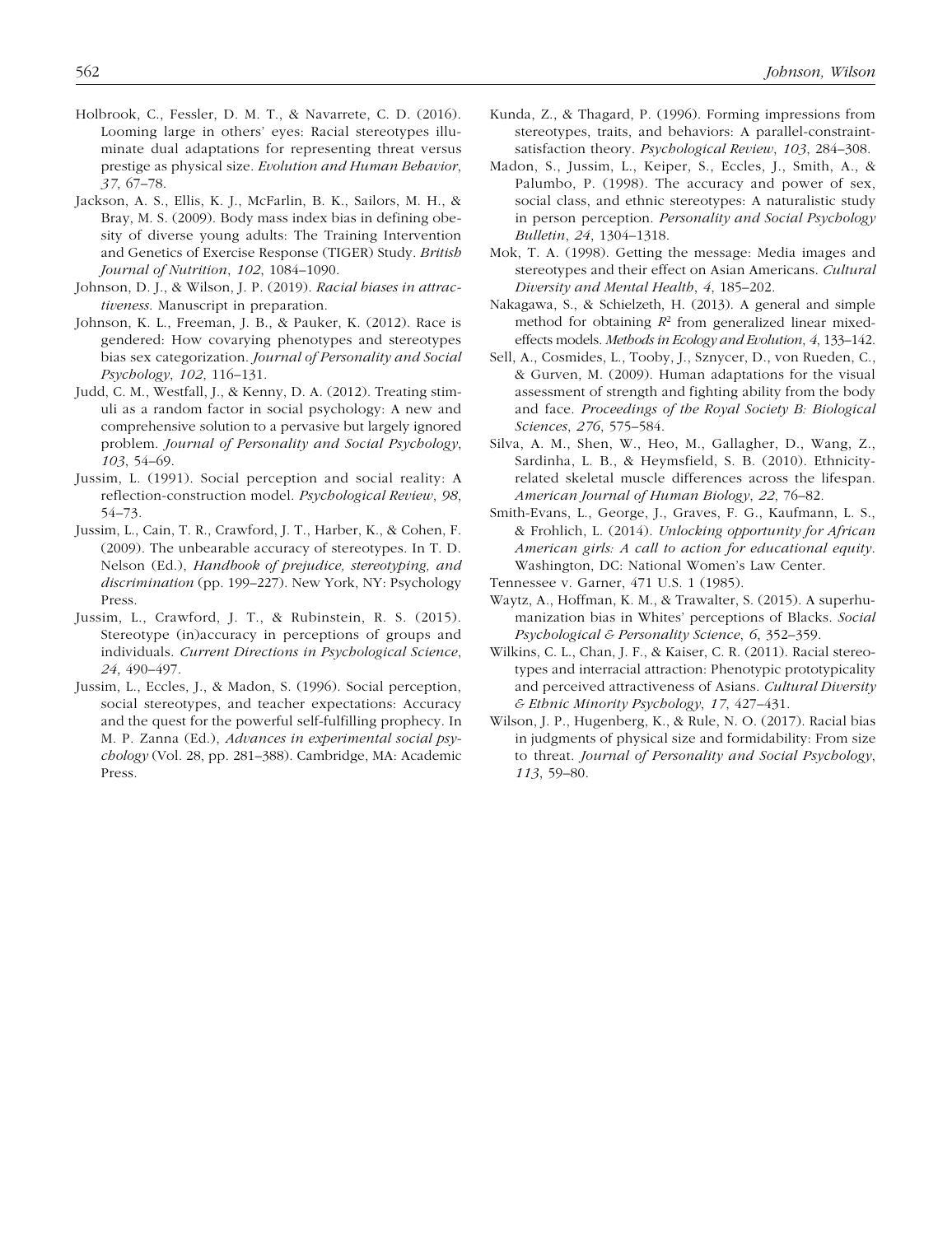Holbrook, C., Fessler, D. M. T., & Navarrete, C. D. (2016). Looming large in others' eyes: Racial stereotypes illuminate dual adaptations for representing threat versus prestige as physical size. *Evolution and Human Behavior*, *37*, 67–78.

Jackson, A. S., Ellis, K. J., McFarlin, B. K., Sailors, M. H., & Bray, M. S. (2009). Body mass index bias in defining obesity of diverse young adults: The Training Intervention and Genetics of Exercise Response (TIGER) Study. *British Journal of Nutrition*, *102*, 1084–1090.

Johnson, D. J., & Wilson, J. P. (2019). *Racial biases in attractiveness.* Manuscript in preparation.

Johnson, K. L., Freeman, J. B., & Pauker, K. (2012). Race is gendered: How covarying phenotypes and stereotypes bias sex categorization. *Journal of Personality and Social Psychology*, *102*, 116–131.

Judd, C. M., Westfall, J., & Kenny, D. A. (2012). Treating stimuli as a random factor in social psychology: A new and comprehensive solution to a pervasive but largely ignored problem. *Journal of Personality and Social Psychology*, *103*, 54–69.

Jussim, L. (1991). Social perception and social reality: A reflection-construction model. *Psychological Review*, *98*, 54–73.

Jussim, L., Cain, T. R., Crawford, J. T., Harber, K., & Cohen, F. (2009). The unbearable accuracy of stereotypes. In T. D. Nelson (Ed.), *Handbook of prejudice, stereotyping, and discrimination* (pp. 199–227). New York, NY: Psychology Press.

Jussim, L., Crawford, J. T., & Rubinstein, R. S. (2015). Stereotype (in)accuracy in perceptions of groups and individuals. *Current Directions in Psychological Science*, *24*, 490–497.

Jussim, L., Eccles, J., & Madon, S. (1996). Social perception, social stereotypes, and teacher expectations: Accuracy and the quest for the powerful self-fulfilling prophecy. In M. P. Zanna (Ed.), *Advances in experimental social psychology* (Vol. 28, pp. 281–388). Cambridge, MA: Academic Press.

Kunda, Z., & Thagard, P. (1996). Forming impressions from stereotypes, traits, and behaviors: A parallel-constraint-satisfaction theory. *Psychological Review*, *103*, 284–308.

Madon, S., Jussim, L., Keiper, S., Eccles, J., Smith, A., & Palumbo, P. (1998). The accuracy and power of sex, social class, and ethnic stereotypes: A naturalistic study in person perception. *Personality and Social Psychology Bulletin*, *24*, 1304–1318.

Mok, T. A. (1998). Getting the message: Media images and stereotypes and their effect on Asian Americans. *Cultural Diversity and Mental Health*, *4*, 185–202.

Nakagawa, S., & Schielzeth, H. (2013). A general and simple method for obtaining $R^2$ from generalized linear mixed-effects models. *Methods in Ecology and Evolution*, *4*, 133–142.

Sell, A., Cosmides, L., Tooby, J., Sznycer, D., von Rueden, C., & Gurven, M. (2009). Human adaptations for the visual assessment of strength and fighting ability from the body and face. *Proceedings of the Royal Society B: Biological Sciences*, *276*, 575–584.

Silva, A. M., Shen, W., Heo, M., Gallagher, D., Wang, Z., Sardinha, L. B., & Heymsfield, S. B. (2010). Ethnicity-related skeletal muscle differences across the lifespan. *American Journal of Human Biology*, *22*, 76–82.

Smith-Evans, L., George, J., Graves, F. G., Kaufmann, L. S., & Frohlich, L. (2014). *Unlocking opportunity for African American girls: A call to action for educational equity.* Washington, DC: National Women's Law Center.

Tennessee v. Garner, 471 U.S. 1 (1985).

Waytz, A., Hoffman, K. M., & Trawalter, S. (2015). A superhumanization bias in Whites' perceptions of Blacks. *Social Psychological & Personality Science*, *6*, 352–359.

Wilkins, C. L., Chan, J. F., & Kaiser, C. R. (2011). Racial stereotypes and interracial attraction: Phenotypic prototypicality and perceived attractiveness of Asians. *Cultural Diversity & Ethnic Minority Psychology*, *17*, 427–431.

Wilson, J. P., Hugenberg, K., & Rule, N. O. (2017). Racial bias in judgments of physical size and formidability: From size to threat. *Journal of Personality and Social Psychology*, *113*, 59–80.